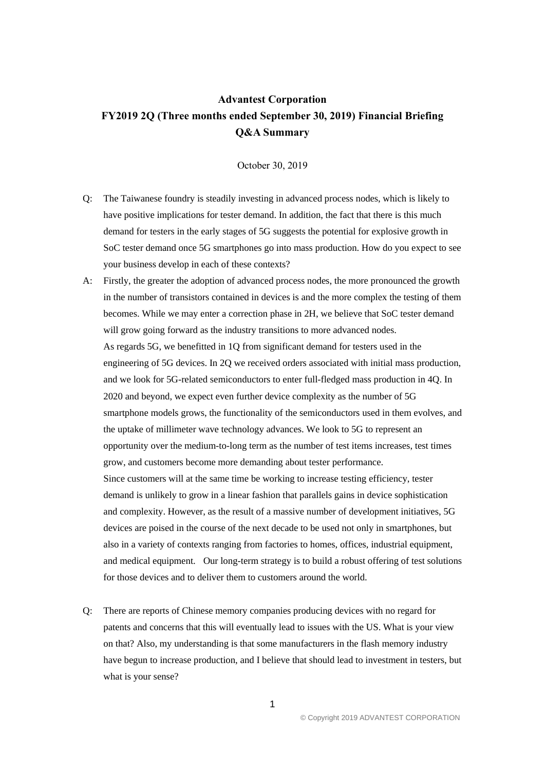# Advantest Corporation
## FY2019 2Q (Three months ended September 30, 2019) Financial Briefing
## Q&A Summary

October 30, 2019

Q: The Taiwanese foundry is steadily investing in advanced process nodes, which is likely to have positive implications for tester demand. In addition, the fact that there is this much demand for testers in the early stages of 5G suggests the potential for explosive growth in SoC tester demand once 5G smartphones go into mass production. How do you expect to see your business develop in each of these contexts?

A: Firstly, the greater the adoption of advanced process nodes, the more pronounced the growth in the number of transistors contained in devices is and the more complex the testing of them becomes. While we may enter a correction phase in 2H, we believe that SoC tester demand will grow going forward as the industry transitions to more advanced nodes.
As regards 5G, we benefitted in 1Q from significant demand for testers used in the engineering of 5G devices. In 2Q we received orders associated with initial mass production, and we look for 5G-related semiconductors to enter full-fledged mass production in 4Q. In 2020 and beyond, we expect even further device complexity as the number of 5G smartphone models grows, the functionality of the semiconductors used in them evolves, and the uptake of millimeter wave technology advances. We look to 5G to represent an opportunity over the medium-to-long term as the number of test items increases, test times grow, and customers become more demanding about tester performance.
Since customers will at the same time be working to increase testing efficiency, tester demand is unlikely to grow in a linear fashion that parallels gains in device sophistication and complexity. However, as the result of a massive number of development initiatives, 5G devices are poised in the course of the next decade to be used not only in smartphones, but also in a variety of contexts ranging from factories to homes, offices, industrial equipment, and medical equipment. Our long-term strategy is to build a robust offering of test solutions for those devices and to deliver them to customers around the world.

Q: There are reports of Chinese memory companies producing devices with no regard for patents and concerns that this will eventually lead to issues with the US. What is your view on that? Also, my understanding is that some manufacturers in the flash memory industry have begun to increase production, and I believe that should lead to investment in testers, but what is your sense?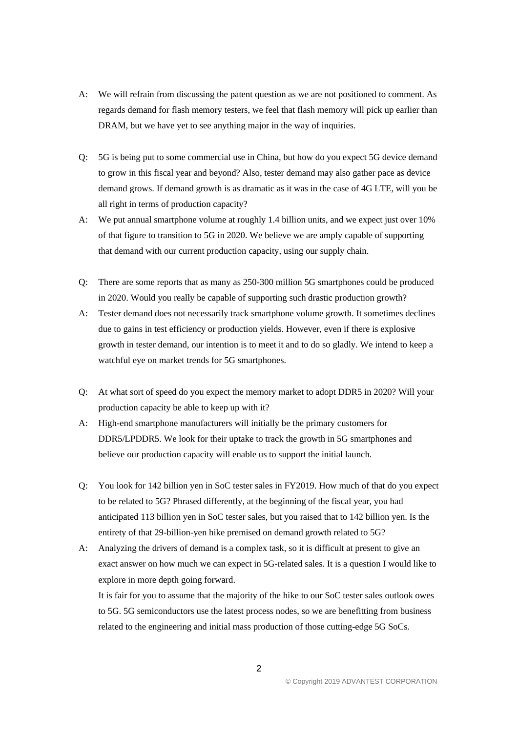A: We will refrain from discussing the patent question as we are not positioned to comment. As regards demand for flash memory testers, we feel that flash memory will pick up earlier than DRAM, but we have yet to see anything major in the way of inquiries.

Q: 5G is being put to some commercial use in China, but how do you expect 5G device demand to grow in this fiscal year and beyond? Also, tester demand may also gather pace as device demand grows. If demand growth is as dramatic as it was in the case of 4G LTE, will you be all right in terms of production capacity?

A: We put annual smartphone volume at roughly 1.4 billion units, and we expect just over 10% of that figure to transition to 5G in 2020. We believe we are amply capable of supporting that demand with our current production capacity, using our supply chain.

Q: There are some reports that as many as 250-300 million 5G smartphones could be produced in 2020. Would you really be capable of supporting such drastic production growth?

A: Tester demand does not necessarily track smartphone volume growth. It sometimes declines due to gains in test efficiency or production yields. However, even if there is explosive growth in tester demand, our intention is to meet it and to do so gladly. We intend to keep a watchful eye on market trends for 5G smartphones.

Q: At what sort of speed do you expect the memory market to adopt DDR5 in 2020? Will your production capacity be able to keep up with it?

A: High-end smartphone manufacturers will initially be the primary customers for DDR5/LPDDR5. We look for their uptake to track the growth in 5G smartphones and believe our production capacity will enable us to support the initial launch.

Q: You look for 142 billion yen in SoC tester sales in FY2019. How much of that do you expect to be related to 5G? Phrased differently, at the beginning of the fiscal year, you had anticipated 113 billion yen in SoC tester sales, but you raised that to 142 billion yen. Is the entirety of that 29-billion-yen hike premised on demand growth related to 5G?

A: Analyzing the drivers of demand is a complex task, so it is difficult at present to give an exact answer on how much we can expect in 5G-related sales. It is a question I would like to explore in more depth going forward.

It is fair for you to assume that the majority of the hike to our SoC tester sales outlook owes to 5G. 5G semiconductors use the latest process nodes, so we are benefitting from business related to the engineering and initial mass production of those cutting-edge 5G SoCs.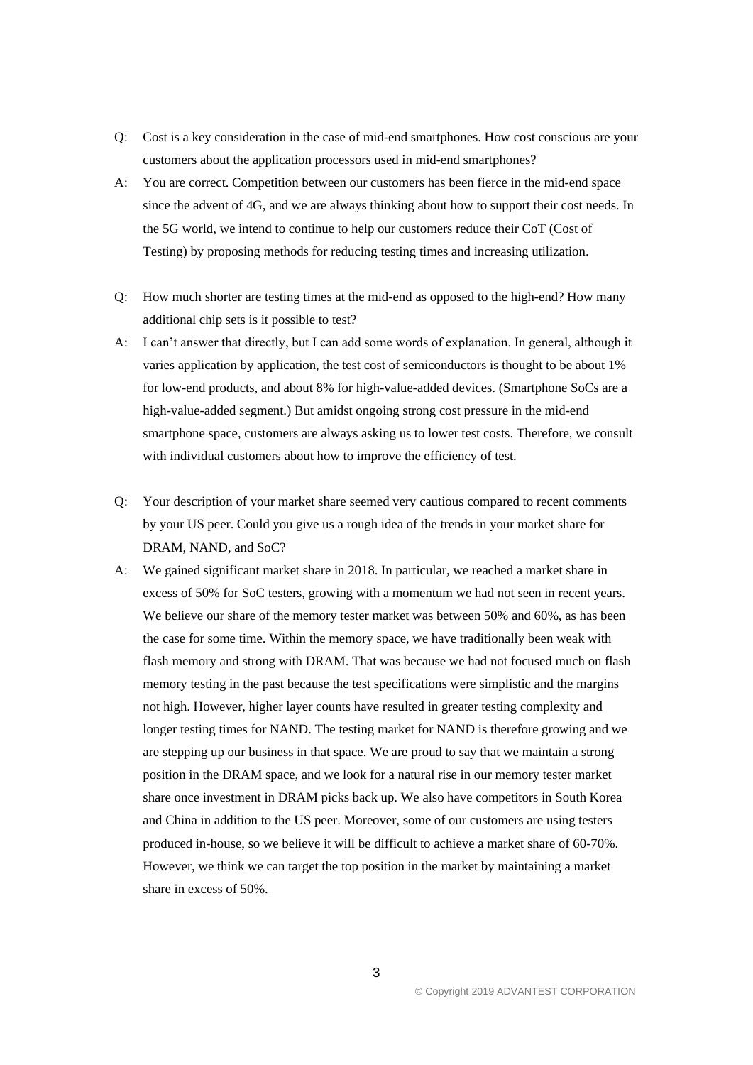Q: Cost is a key consideration in the case of mid-end smartphones. How cost conscious are your customers about the application processors used in mid-end smartphones?

A: You are correct. Competition between our customers has been fierce in the mid-end space since the advent of 4G, and we are always thinking about how to support their cost needs. In the 5G world, we intend to continue to help our customers reduce their CoT (Cost of Testing) by proposing methods for reducing testing times and increasing utilization.

Q: How much shorter are testing times at the mid-end as opposed to the high-end? How many additional chip sets is it possible to test?

A: I can't answer that directly, but I can add some words of explanation. In general, although it varies application by application, the test cost of semiconductors is thought to be about 1% for low-end products, and about 8% for high-value-added devices. (Smartphone SoCs are a high-value-added segment.) But amidst ongoing strong cost pressure in the mid-end smartphone space, customers are always asking us to lower test costs. Therefore, we consult with individual customers about how to improve the efficiency of test.

Q: Your description of your market share seemed very cautious compared to recent comments by your US peer. Could you give us a rough idea of the trends in your market share for DRAM, NAND, and SoC?

A: We gained significant market share in 2018. In particular, we reached a market share in excess of 50% for SoC testers, growing with a momentum we had not seen in recent years. We believe our share of the memory tester market was between 50% and 60%, as has been the case for some time. Within the memory space, we have traditionally been weak with flash memory and strong with DRAM. That was because we had not focused much on flash memory testing in the past because the test specifications were simplistic and the margins not high. However, higher layer counts have resulted in greater testing complexity and longer testing times for NAND. The testing market for NAND is therefore growing and we are stepping up our business in that space. We are proud to say that we maintain a strong position in the DRAM space, and we look for a natural rise in our memory tester market share once investment in DRAM picks back up. We also have competitors in South Korea and China in addition to the US peer. Moreover, some of our customers are using testers produced in-house, so we believe it will be difficult to achieve a market share of 60-70%. However, we think we can target the top position in the market by maintaining a market share in excess of 50%.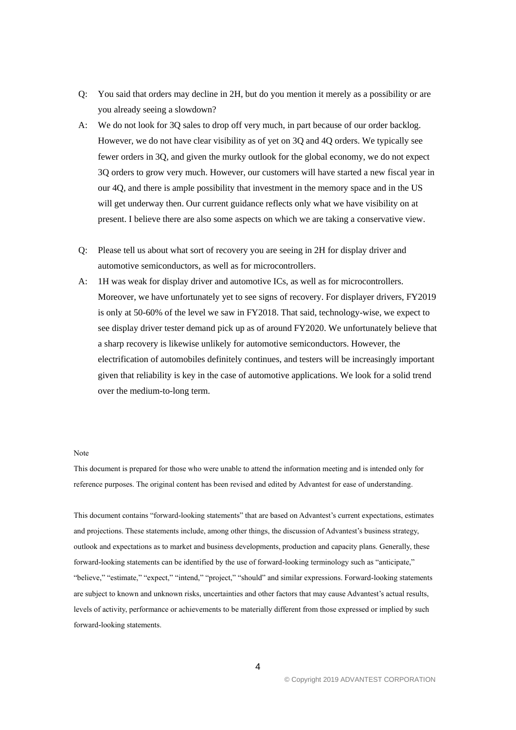Q: You said that orders may decline in 2H, but do you mention it merely as a possibility or are you already seeing a slowdown?

A: We do not look for 3Q sales to drop off very much, in part because of our order backlog. However, we do not have clear visibility as of yet on 3Q and 4Q orders. We typically see fewer orders in 3Q, and given the murky outlook for the global economy, we do not expect 3Q orders to grow very much. However, our customers will have started a new fiscal year in our 4Q, and there is ample possibility that investment in the memory space and in the US will get underway then. Our current guidance reflects only what we have visibility on at present. I believe there are also some aspects on which we are taking a conservative view.

Q: Please tell us about what sort of recovery you are seeing in 2H for display driver and automotive semiconductors, as well as for microcontrollers.

A: 1H was weak for display driver and automotive ICs, as well as for microcontrollers. Moreover, we have unfortunately yet to see signs of recovery. For displayer drivers, FY2019 is only at 50-60% of the level we saw in FY2018. That said, technology-wise, we expect to see display driver tester demand pick up as of around FY2020. We unfortunately believe that a sharp recovery is likewise unlikely for automotive semiconductors. However, the electrification of automobiles definitely continues, and testers will be increasingly important given that reliability is key in the case of automotive applications. We look for a solid trend over the medium-to-long term.

Note

This document is prepared for those who were unable to attend the information meeting and is intended only for reference purposes. The original content has been revised and edited by Advantest for ease of understanding.

This document contains "forward-looking statements" that are based on Advantest's current expectations, estimates and projections. These statements include, among other things, the discussion of Advantest's business strategy, outlook and expectations as to market and business developments, production and capacity plans. Generally, these forward-looking statements can be identified by the use of forward-looking terminology such as "anticipate," "believe," "estimate," "expect," "intend," "project," "should" and similar expressions. Forward-looking statements are subject to known and unknown risks, uncertainties and other factors that may cause Advantest's actual results, levels of activity, performance or achievements to be materially different from those expressed or implied by such forward-looking statements.

© Copyright 2019 ADVANTEST CORPORATION